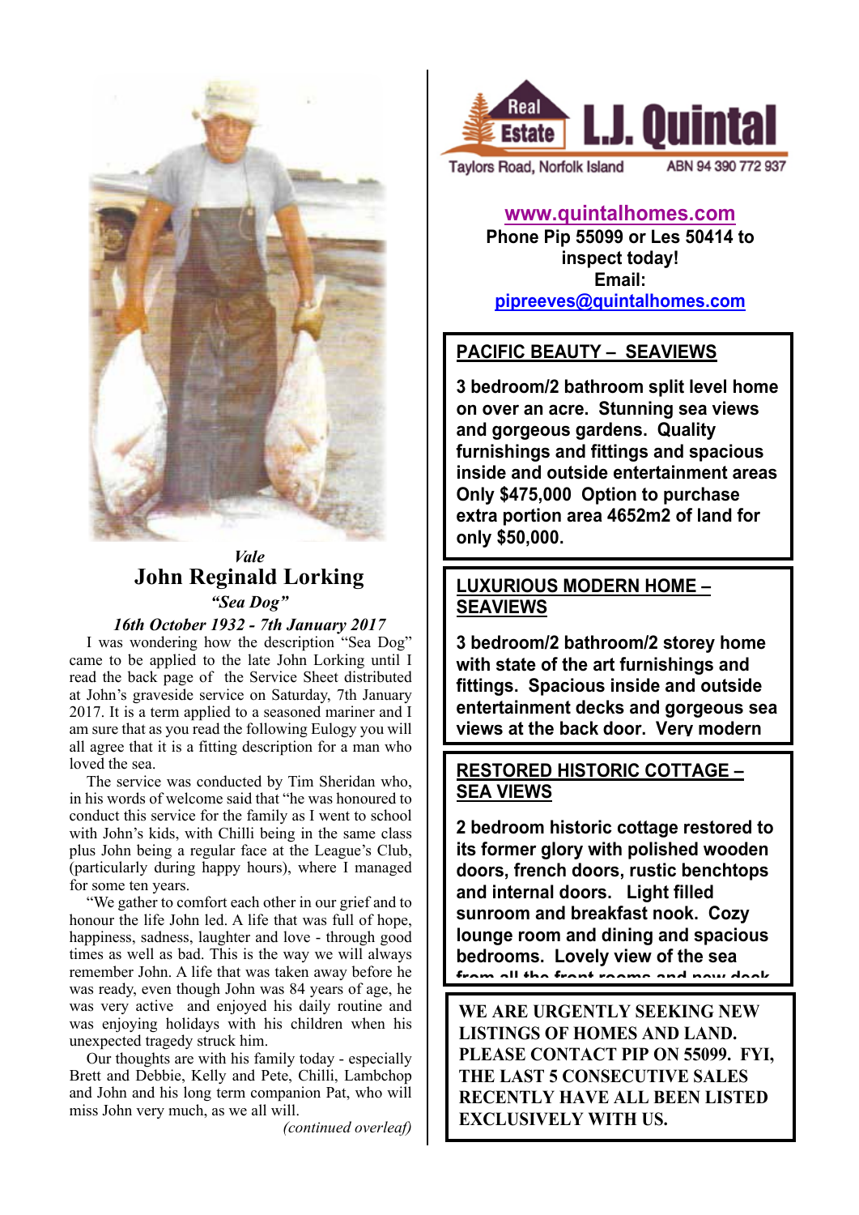*Vale*

## John Reginald Lorking

*"Sea Dog"*

*16th October 1932 - 7th January 2017*

I was wondering how the description "Sea Dog" came to be applied to the late John Lorking until I read the back page of the Service Sheet distributed at John's graveside service on Saturday, 7th January 2017. It is a term applied to a seasoned mariner and I am sure that as you read the following Eulogy you will all agree that it is a fitting description for a man who loved the sea.

The service was conducted by Tim Sheridan who, in his words of welcome said that "he was honoured to conduct this service for the family as I went to school with John's kids, with Chilli being in the same class plus John being a regular face at the League's Club, (particularly during happy hours), where I managed for some ten years.

"We gather to comfort each other in our grief and to honour the life John led. A life that was full of hope, happiness, sadness, laughter and love - through good times as well as bad. This is the way we will always remember John. A life that was taken away before he was ready, even though John was 84 years of age, he was very active and enjoyed his daily routine and was enjoying holidays with his children when his unexpected tragedy struck him.

Our thoughts are with his family today - especially Brett and Debbie, Kelly and Pete, Chilli, Lambchop and John and his long term companion Pat, who will miss John very much, as we all will.

*(continued overleaf)*

---

**Real Estate L.J. Quintal**

Taylors Road, Norfolk Island ABN 94 390 772 937

**www.quintalhomes.com**
**Phone Pip 55099 or Les 50414 to inspect today!**
**Email:**
**pipreeves@quintalhomes.com**

**PACIFIC BEAUTY – SEAVIEWS**

**3 bedroom/2 bathroom split level home on over an acre. Stunning sea views and gorgeous gardens. Quality furnishings and fittings and spacious inside and outside entertainment areas Only $475,000 Option to purchase extra portion area 4652m2 of land for only $50,000.**

**LUXURIOUS MODERN HOME – SEAVIEWS**

**3 bedroom/2 bathroom/2 storey home with state of the art furnishings and fittings. Spacious inside and outside entertainment decks and gorgeous sea views at the back door. Very modern**

**RESTORED HISTORIC COTTAGE – SEA VIEWS**

**2 bedroom historic cottage restored to its former glory with polished wooden doors, french doors, rustic benchtops and internal doors. Light filled sunroom and breakfast nook. Cozy lounge room and dining and spacious bedrooms. Lovely view of the sea from all the front rooms and new deck**

**WE ARE URGENTLY SEEKING NEW LISTINGS OF HOMES AND LAND. PLEASE CONTACT PIP ON 55099. FYI, THE LAST 5 CONSECUTIVE SALES RECENTLY HAVE ALL BEEN LISTED EXCLUSIVELY WITH US.**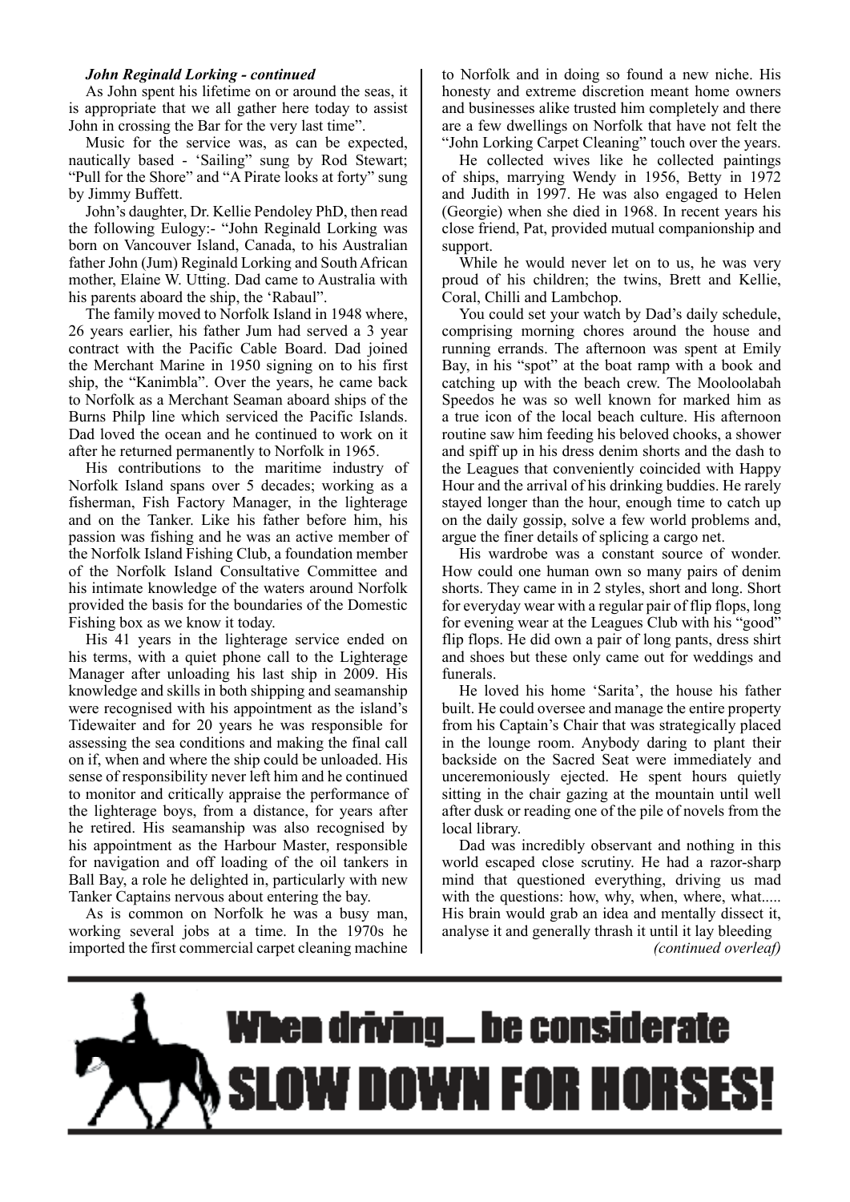***John Reginald Lorking - continued***

As John spent his lifetime on or around the seas, it is appropriate that we all gather here today to assist John in crossing the Bar for the very last time".

Music for the service was, as can be expected, nautically based - 'Sailing' sung by Rod Stewart; "Pull for the Shore" and "A Pirate looks at forty" sung by Jimmy Buffett.

John's daughter, Dr. Kellie Pendoley PhD, then read the following Eulogy:- "John Reginald Lorking was born on Vancouver Island, Canada, to his Australian father John (Jum) Reginald Lorking and South African mother, Elaine W. Utting. Dad came to Australia with his parents aboard the ship, the 'Rabaul'.

The family moved to Norfolk Island in 1948 where, 26 years earlier, his father Jum had served a 3 year contract with the Pacific Cable Board. Dad joined the Merchant Marine in 1950 signing on to his first ship, the "Kanimbla". Over the years, he came back to Norfolk as a Merchant Seaman aboard ships of the Burns Philp line which serviced the Pacific Islands. Dad loved the ocean and he continued to work on it after he returned permanently to Norfolk in 1965.

His contributions to the maritime industry of Norfolk Island spans over 5 decades; working as a fisherman, Fish Factory Manager, in the lighterage and on the Tanker. Like his father before him, his passion was fishing and he was an active member of the Norfolk Island Fishing Club, a foundation member of the Norfolk Island Consultative Committee and his intimate knowledge of the waters around Norfolk provided the basis for the boundaries of the Domestic Fishing box as we know it today.

His 41 years in the lighterage service ended on his terms, with a quiet phone call to the Lighterage Manager after unloading his last ship in 2009. His knowledge and skills in both shipping and seamanship were recognised with his appointment as the island's Tidewaiter and for 20 years he was responsible for assessing the sea conditions and making the final call on if, when and where the ship could be unloaded. His sense of responsibility never left him and he continued to monitor and critically appraise the performance of the lighterage boys, from a distance, for years after he retired. His seamanship was also recognised by his appointment as the Harbour Master, responsible for navigation and off loading of the oil tankers in Ball Bay, a role he delighted in, particularly with new Tanker Captains nervous about entering the bay.

As is common on Norfolk he was a busy man, working several jobs at a time. In the 1970s he imported the first commercial carpet cleaning machine to Norfolk and in doing so found a new niche. His honesty and extreme discretion meant home owners and businesses alike trusted him completely and there are a few dwellings on Norfolk that have not felt the "John Lorking Carpet Cleaning" touch over the years.

He collected wives like he collected paintings of ships, marrying Wendy in 1956, Betty in 1972 and Judith in 1997. He was also engaged to Helen (Georgie) when she died in 1968. In recent years his close friend, Pat, provided mutual companionship and support.

While he would never let on to us, he was very proud of his children; the twins, Brett and Kellie, Coral, Chilli and Lambchop.

You could set your watch by Dad's daily schedule, comprising morning chores around the house and running errands. The afternoon was spent at Emily Bay, in his "spot" at the boat ramp with a book and catching up with the beach crew. The Mooloolabah Speedos he was so well known for marked him as a true icon of the local beach culture. His afternoon routine saw him feeding his beloved chooks, a shower and spiff up in his dress denim shorts and the dash to the Leagues that conveniently coincided with Happy Hour and the arrival of his drinking buddies. He rarely stayed longer than the hour, enough time to catch up on the daily gossip, solve a few world problems and, argue the finer details of splicing a cargo net.

His wardrobe was a constant source of wonder. How could one human own so many pairs of denim shorts. They came in in 2 styles, short and long. Short for everyday wear with a regular pair of flip flops, long for evening wear at the Leagues Club with his "good" flip flops. He did own a pair of long pants, dress shirt and shoes but these only came out for weddings and funerals.

He loved his home 'Sarita', the house his father built. He could oversee and manage the entire property from his Captain's Chair that was strategically placed in the lounge room. Anybody daring to plant their backside on the Sacred Seat were immediately and unceremoniously ejected. He spent hours quietly sitting in the chair gazing at the mountain until well after dusk or reading one of the pile of novels from the local library.

Dad was incredibly observant and nothing in this world escaped close scrutiny. He had a razor-sharp mind that questioned everything, driving us mad with the questions: how, why, when, where, what..... His brain would grab an idea and mentally dissect it, analyse it and generally thrash it until it lay bleeding

*(continued overleaf)*

**When driving... be considerate SLOW DOWN FOR HORSES!**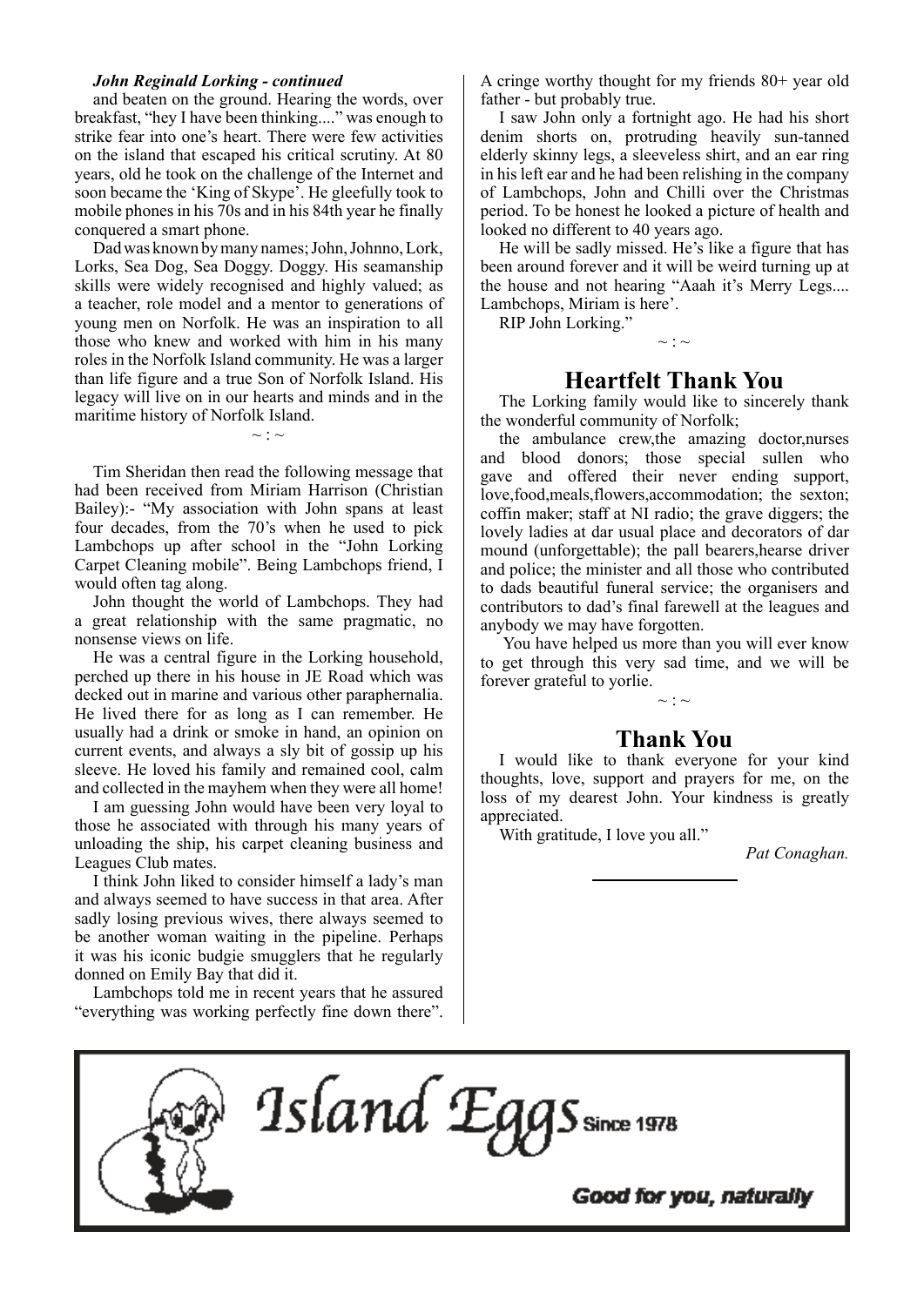***John Reginald Lorking - continued***

and beaten on the ground. Hearing the words, over breakfast, "hey I have been thinking...." was enough to strike fear into one's heart. There were few activities on the island that escaped his critical scrutiny. At 80 years, old he took on the challenge of the Internet and soon became the 'King of Skype'. He gleefully took to mobile phones in his 70s and in his 84th year he finally conquered a smart phone.

Dad was known by many names; John, Johnno, Lork, Lorks, Sea Dog, Sea Doggy. Doggy. His seamanship skills were widely recognised and highly valued; as a teacher, role model and a mentor to generations of young men on Norfolk. He was an inspiration to all those who knew and worked with him in his many roles in the Norfolk Island community. He was a larger than life figure and a true Son of Norfolk Island. His legacy will live on in our hearts and minds and in the maritime history of Norfolk Island.

~ : ~

Tim Sheridan then read the following message that had been received from Miriam Harrison (Christian Bailey):- "My association with John spans at least four decades, from the 70's when he used to pick Lambchops up after school in the "John Lorking Carpet Cleaning mobile". Being Lambchops friend, I would often tag along.

John thought the world of Lambchops. They had a great relationship with the same pragmatic, no nonsense views on life.

He was a central figure in the Lorking household, perched up there in his house in JE Road which was decked out in marine and various other paraphernalia. He lived there for as long as I can remember. He usually had a drink or smoke in hand, an opinion on current events, and always a sly bit of gossip up his sleeve. He loved his family and remained cool, calm and collected in the mayhem when they were all home!

I am guessing John would have been very loyal to those he associated with through his many years of unloading the ship, his carpet cleaning business and Leagues Club mates.

I think John liked to consider himself a lady's man and always seemed to have success in that area. After sadly losing previous wives, there always seemed to be another woman waiting in the pipeline. Perhaps it was his iconic budgie smugglers that he regularly donned on Emily Bay that did it.

Lambchops told me in recent years that he assured "everything was working perfectly fine down there". A cringe worthy thought for my friends 80+ year old father - but probably true.

I saw John only a fortnight ago. He had his short denim shorts on, protruding heavily sun-tanned elderly skinny legs, a sleeveless shirt, and an ear ring in his left ear and he had been relishing in the company of Lambchops, John and Chilli over the Christmas period. To be honest he looked a picture of health and looked no different to 40 years ago.

He will be sadly missed. He's like a figure that has been around forever and it will be weird turning up at the house and not hearing "Aaah it's Merry Legs.... Lambchops, Miriam is here'.

RIP John Lorking."

~ : ~

## Heartfelt Thank You

The Lorking family would like to sincerely thank the wonderful community of Norfolk;

the ambulance crew,the amazing doctor,nurses and blood donors; those special sullen who gave and offered their never ending support, love,food,meals,flowers,accommodation; the sexton; coffin maker; staff at NI radio; the grave diggers; the lovely ladies at dar usual place and decorators of dar mound (unforgettable); the pall bearers,hearse driver and police; the minister and all those who contributed to dads beautiful funeral service; the organisers and contributors to dad's final farewell at the leagues and anybody we may have forgotten.

You have helped us more than you will ever know to get through this very sad time, and we will be forever grateful to yorlie.

~ : ~

## Thank You

I would like to thank everyone for your kind thoughts, love, support and prayers for me, on the loss of my dearest John. Your kindness is greatly appreciated.

With gratitude, I love you all."

*Pat Conaghan.*

Island Eggs Since 1978

Good for you, naturally